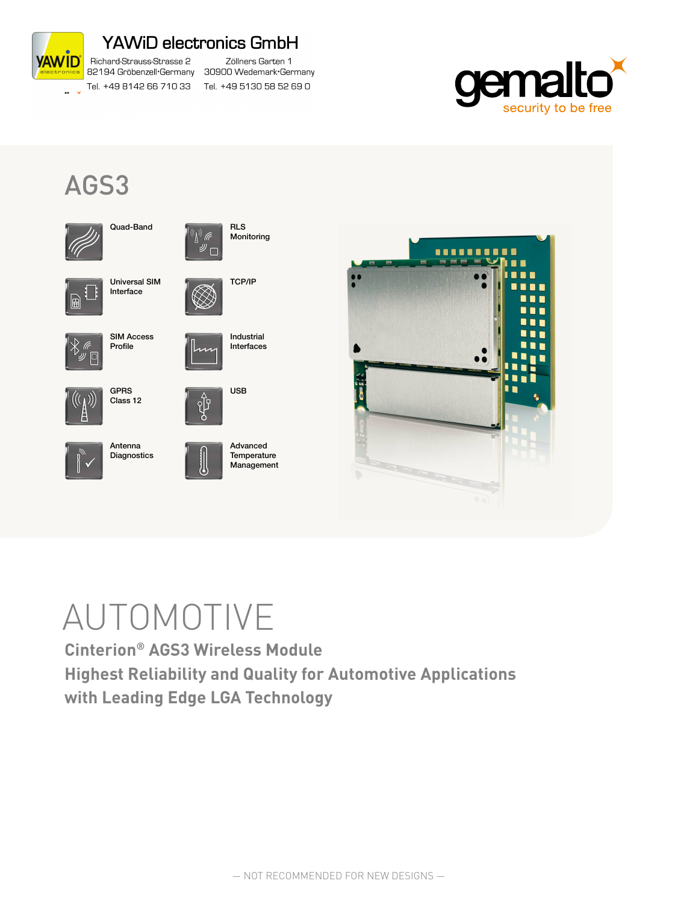YAWiD electronics GmbH

Richard-Strauss-Strasse 2
82194 Gröbenzell·Germany
Tel. +49 8142 66 710 33

Zöllners Garten 1
30900 Wedemark·Germany
Tel. +49 5130 58 52 69 0

gemalto
security to be free

# AGS3

- Quad-Band
- Universal SIM Interface
- SIM Access Profile
- GPRS Class 12
- Antenna Diagnostics
- RLS Monitoring
- TCP/IP
- Industrial Interfaces
- USB
- Advanced Temperature Management

# AUTOMOTIVE

## Cinterion® AGS3 Wireless Module
## Highest Reliability and Quality for Automotive Applications with Leading Edge LGA Technology

— NOT RECOMMENDED FOR NEW DESIGNS —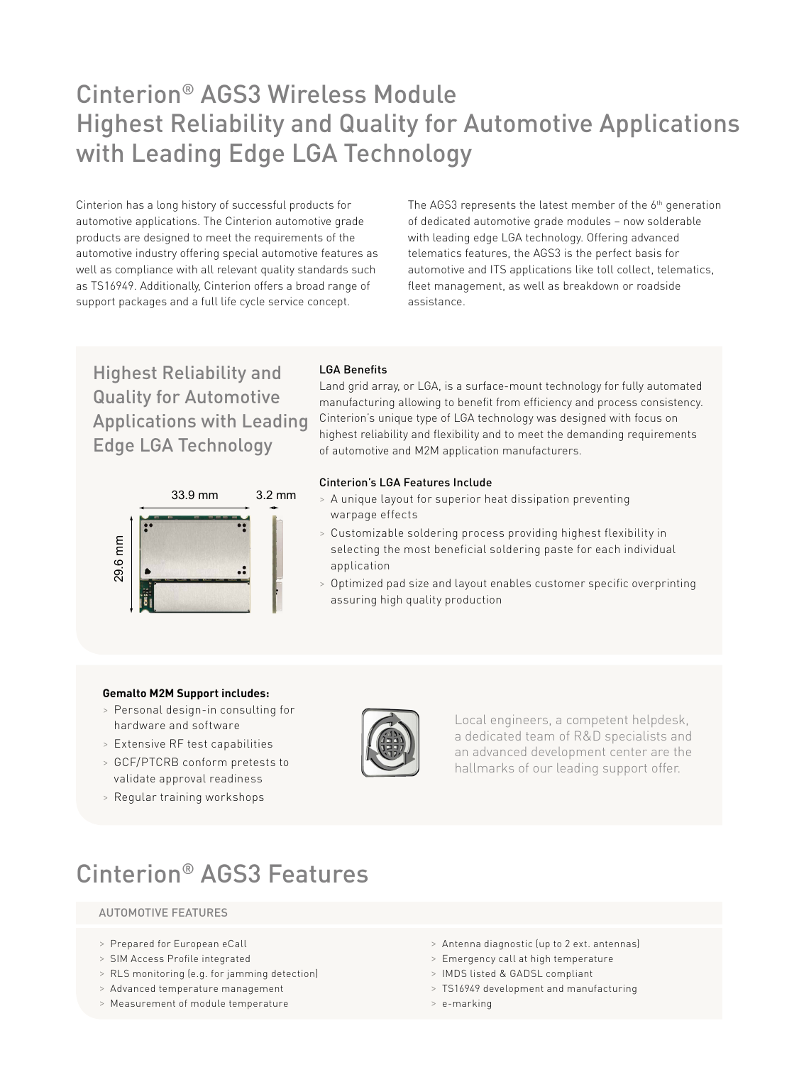# Cinterion® AGS3 Wireless Module Highest Reliability and Quality for Automotive Applications with Leading Edge LGA Technology

Cinterion has a long history of successful products for automotive applications. The Cinterion automotive grade products are designed to meet the requirements of the automotive industry offering special automotive features as well as compliance with all relevant quality standards such as TS16949. Additionally, Cinterion offers a broad range of support packages and a full life cycle service concept.

The AGS3 represents the latest member of the 6th generation of dedicated automotive grade modules – now solderable with leading edge LGA technology. Offering advanced telematics features, the AGS3 is the perfect basis for automotive and ITS applications like toll collect, telematics, fleet management, as well as breakdown or roadside assistance.

## Highest Reliability and Quality for Automotive Applications with Leading Edge LGA Technology

33.9 mm   3.2 mm   29.6 mm

### LGA Benefits

Land grid array, or LGA, is a surface-mount technology for fully automated manufacturing allowing to benefit from efficiency and process consistency. Cinterion's unique type of LGA technology was designed with focus on highest reliability and flexibility and to meet the demanding requirements of automotive and M2M application manufacturers.

### Cinterion's LGA Features Include

- A unique layout for superior heat dissipation preventing warpage effects
- Customizable soldering process providing highest flexibility in selecting the most beneficial soldering paste for each individual application
- Optimized pad size and layout enables customer specific overprinting assuring high quality production

**Gemalto M2M Support includes:**

- Personal design-in consulting for hardware and software
- Extensive RF test capabilities
- GCF/PTCRB conform pretests to validate approval readiness
- Regular training workshops

Local engineers, a competent helpdesk, a dedicated team of R&D specialists and an advanced development center are the hallmarks of our leading support offer.

# Cinterion® AGS3 Features

## AUTOMOTIVE FEATURES

- Prepared for European eCall
- SIM Access Profile integrated
- RLS monitoring (e.g. for jamming detection)
- Advanced temperature management
- Measurement of module temperature
- Antenna diagnostic (up to 2 ext. antennas)
- Emergency call at high temperature
- IMDS listed & GADSL compliant
- TS16949 development and manufacturing
- e-marking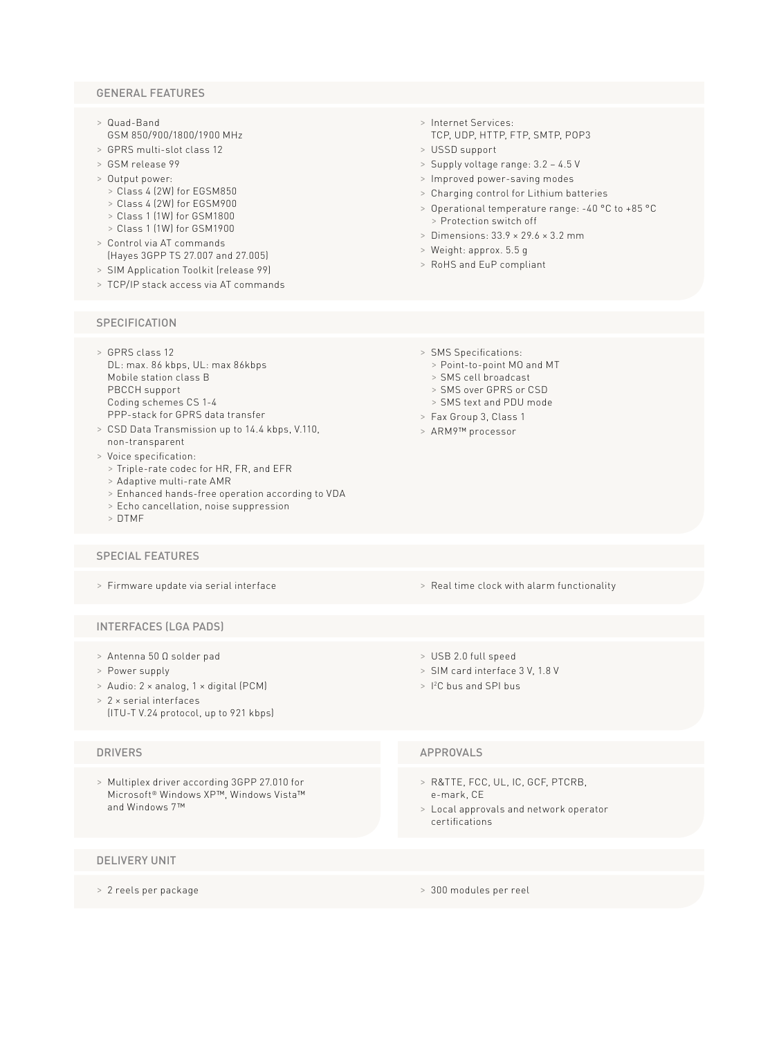## GENERAL FEATURES

- Quad-Band
  GSM 850/900/1800/1900 MHz
- GPRS multi-slot class 12
- GSM release 99
- Output power:
  - Class 4 (2W) for EGSM850
  - Class 4 (2W) for EGSM900
  - Class 1 (1W) for GSM1800
  - Class 1 (1W) for GSM1900
- Control via AT commands
  (Hayes 3GPP TS 27.007 and 27.005)
- SIM Application Toolkit (release 99)
- TCP/IP stack access via AT commands
- Internet Services:
  TCP, UDP, HTTP, FTP, SMTP, POP3
- USSD support
- Supply voltage range: 3.2 – 4.5 V
- Improved power-saving modes
- Charging control for Lithium batteries
- Operational temperature range: -40 °C to +85 °C
  - Protection switch off
- Dimensions: 33.9 × 29.6 × 3.2 mm
- Weight: approx. 5.5 g
- RoHS and EuP compliant

## SPECIFICATION

- GPRS class 12
  DL: max. 86 kbps, UL: max 86kbps
  Mobile station class B
  PBCCH support
  Coding schemes CS 1-4
  PPP-stack for GPRS data transfer
- CSD Data Transmission up to 14.4 kbps, V.110,
  non-transparent
- Voice specification:
  - Triple-rate codec for HR, FR, and EFR
  - Adaptive multi-rate AMR
  - Enhanced hands-free operation according to VDA
  - Echo cancellation, noise suppression
  - DTMF
- SMS Specifications:
  - Point-to-point MO and MT
  - SMS cell broadcast
  - SMS over GPRS or CSD
  - SMS text and PDU mode
- Fax Group 3, Class 1
- ARM9™ processor

## SPECIAL FEATURES

- Firmware update via serial interface
- Real time clock with alarm functionality

## INTERFACES (LGA PADS)

- Antenna 50 Ω solder pad
- Power supply
- Audio: 2 × analog, 1 × digital (PCM)
- 2 × serial interfaces
  (ITU-T V.24 protocol, up to 921 kbps)
- USB 2.0 full speed
- SIM card interface 3 V, 1.8 V
- I²C bus and SPI bus

## DRIVERS

- Multiplex driver according 3GPP 27.010 for
  Microsoft® Windows XP™, Windows Vista™
  and Windows 7™

## APPROVALS

- R&TTE, FCC, UL, IC, GCF, PTCRB,
  e-mark, CE
- Local approvals and network operator
  certifications

## DELIVERY UNIT

- 2 reels per package
- 300 modules per reel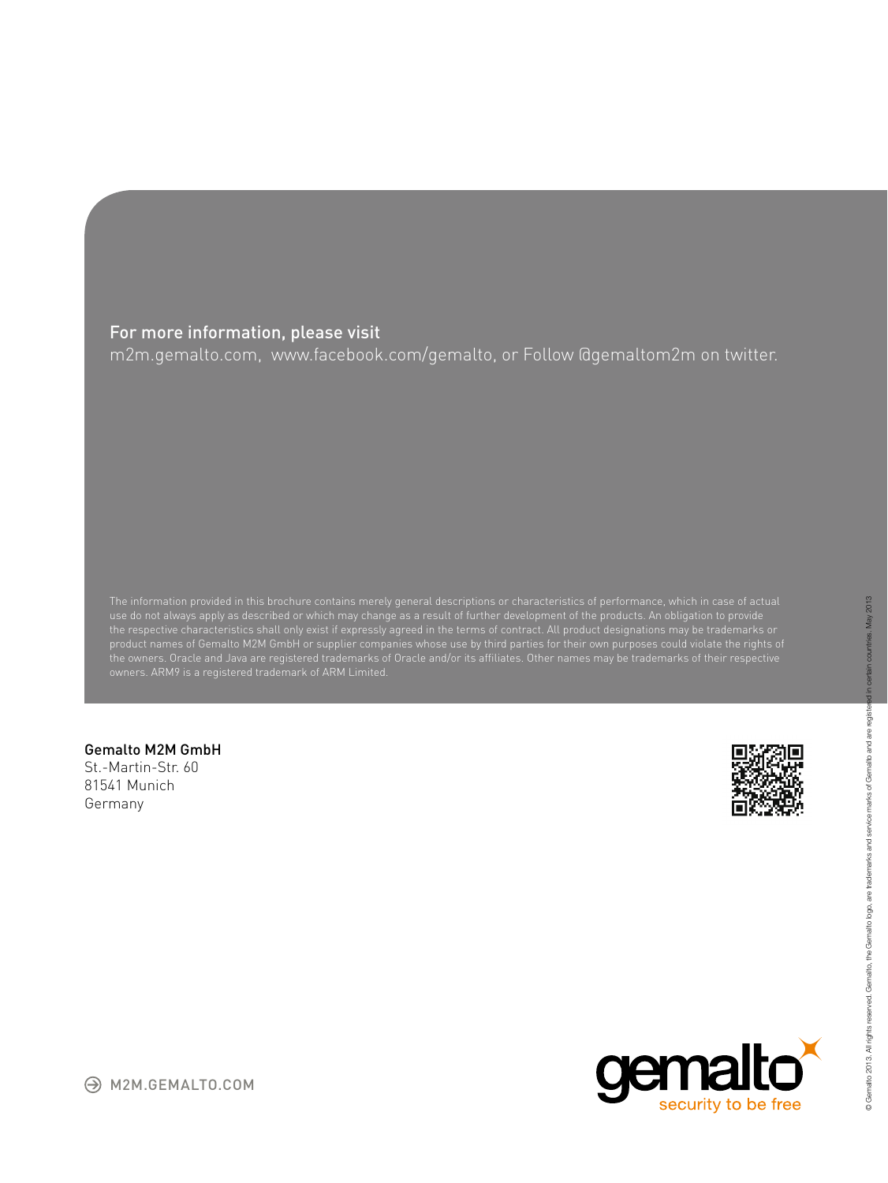For more information, please visit

m2m.gemalto.com, www.facebook.com/gemalto, or Follow @gemaltom2m on twitter.

The information provided in this brochure contains merely general descriptions or characteristics of performance, which in case of actual use do not always apply as described or which may change as a result of further development of the products. An obligation to provide the respective characteristics shall only exist if expressly agreed in the terms of contract. All product designations may be trademarks or product names of Gemalto M2M GmbH or supplier companies whose use by third parties for their own purposes could violate the rights of the owners. Oracle and Java are registered trademarks of Oracle and/or its affiliates. Other names may be trademarks of their respective owners. ARM9 is a registered trademark of ARM Limited.

**Gemalto M2M GmbH**
St.-Martin-Str. 60
81541 Munich
Germany

M2M.GEMALTO.COM

gemalto
security to be free

© Gemalto 2013. All rights reserved. Gemalto, the Gemalto logo, are trademarks and service marks of Gemalto and are registered in certain countries. May 2013